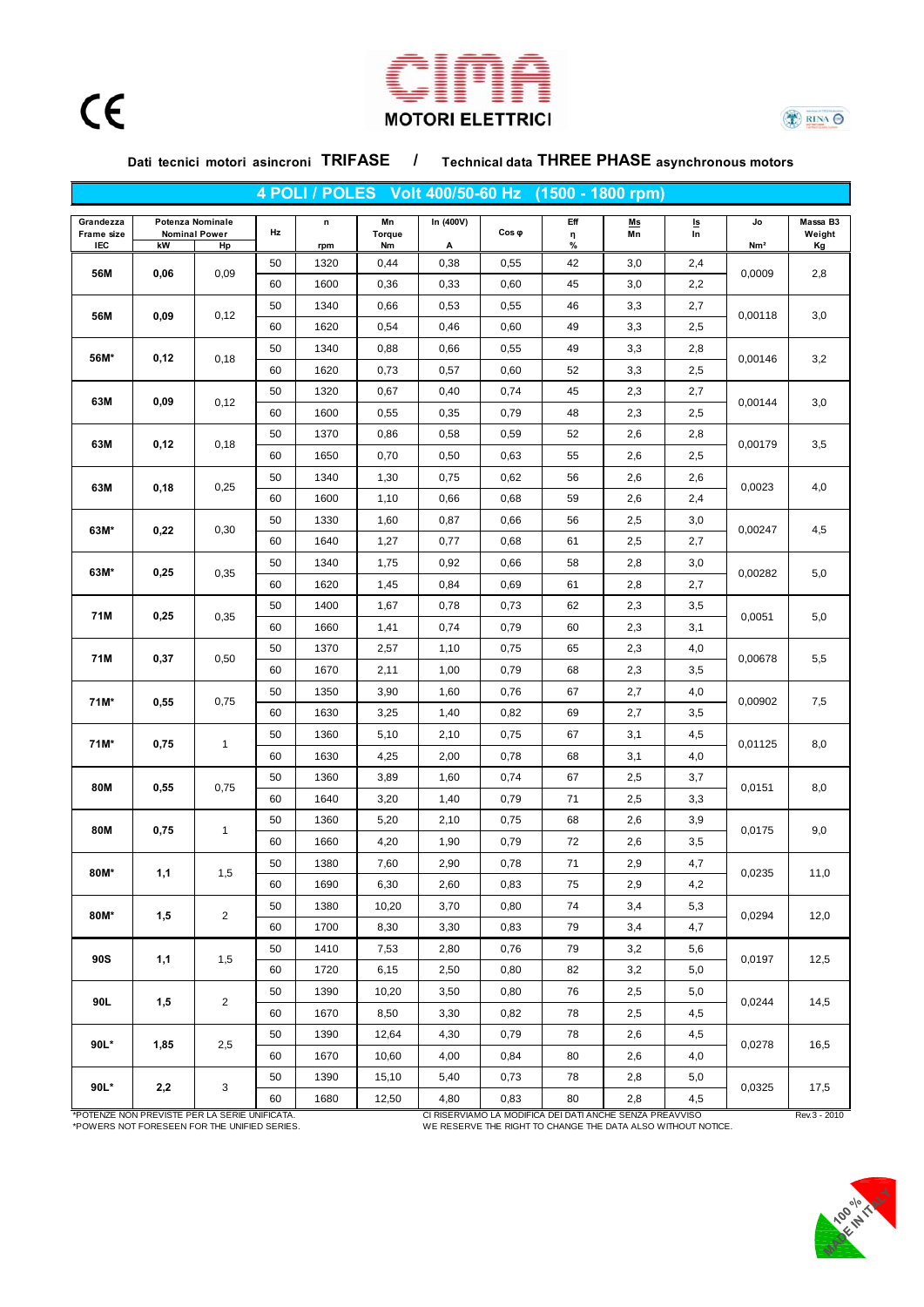CE

# MOTORI ELETTRICI

## Dati tecnici motori asincroni TRIFASE / Technical data THREE PHASE asynchronous motors

### 4 POLI / POLES Volt 400/50-60 Hz (1500 - 1800 rpm)

| Grandezza Frame size IEC | Potenza Nominale Nominal Power kW | Hp | Hz | n rpm | Mn Torque Nm | In (400V) A | Cos φ | Eff η % | Ms/Mn | Is/In | Jo Nm² | Massa B3 Weight Kg |
|---|---|---|---|---|---|---|---|---|---|---|---|---|
| 56M | 0,06 | 0,09 | 50 | 1320 | 0,44 | 0,38 | 0,55 | 42 | 3,0 | 2,4 | 0,0009 | 2,8 |
| | | | 60 | 1600 | 0,36 | 0,33 | 0,60 | 45 | 3,0 | 2,2 | | |
| 56M | 0,09 | 0,12 | 50 | 1340 | 0,66 | 0,53 | 0,55 | 46 | 3,3 | 2,7 | 0,00118 | 3,0 |
| | | | 60 | 1620 | 0,54 | 0,46 | 0,60 | 49 | 3,3 | 2,5 | | |
| 56M* | 0,12 | 0,18 | 50 | 1340 | 0,88 | 0,66 | 0,55 | 49 | 3,3 | 2,8 | 0,00146 | 3,2 |
| | | | 60 | 1620 | 0,73 | 0,57 | 0,60 | 52 | 3,3 | 2,5 | | |
| 63M | 0,09 | 0,12 | 50 | 1320 | 0,67 | 0,40 | 0,74 | 45 | 2,3 | 2,7 | 0,00144 | 3,0 |
| | | | 60 | 1600 | 0,55 | 0,35 | 0,79 | 48 | 2,3 | 2,5 | | |
| 63M | 0,12 | 0,18 | 50 | 1370 | 0,86 | 0,58 | 0,59 | 52 | 2,6 | 2,8 | 0,00179 | 3,5 |
| | | | 60 | 1650 | 0,70 | 0,50 | 0,63 | 55 | 2,6 | 2,5 | | |
| 63M | 0,18 | 0,25 | 50 | 1340 | 1,30 | 0,75 | 0,62 | 56 | 2,6 | 2,6 | 0,0023 | 4,0 |
| | | | 60 | 1600 | 1,10 | 0,66 | 0,68 | 59 | 2,6 | 2,4 | | |
| 63M* | 0,22 | 0,30 | 50 | 1330 | 1,60 | 0,87 | 0,66 | 56 | 2,5 | 3,0 | 0,00247 | 4,5 |
| | | | 60 | 1640 | 1,27 | 0,77 | 0,68 | 61 | 2,5 | 2,7 | | |
| 63M* | 0,25 | 0,35 | 50 | 1340 | 1,75 | 0,92 | 0,66 | 58 | 2,8 | 3,0 | 0,00282 | 5,0 |
| | | | 60 | 1620 | 1,45 | 0,84 | 0,69 | 61 | 2,8 | 2,7 | | |
| 71M | 0,25 | 0,35 | 50 | 1400 | 1,67 | 0,78 | 0,73 | 62 | 2,3 | 3,5 | 0,0051 | 5,0 |
| | | | 60 | 1660 | 1,41 | 0,74 | 0,79 | 60 | 2,3 | 3,1 | | |
| 71M | 0,37 | 0,50 | 50 | 1370 | 2,57 | 1,10 | 0,75 | 65 | 2,3 | 4,0 | 0,00678 | 5,5 |
| | | | 60 | 1670 | 2,11 | 1,00 | 0,79 | 68 | 2,3 | 3,5 | | |
| 71M* | 0,55 | 0,75 | 50 | 1350 | 3,90 | 1,60 | 0,76 | 67 | 2,7 | 4,0 | 0,00902 | 7,5 |
| | | | 60 | 1630 | 3,25 | 1,40 | 0,82 | 69 | 2,7 | 3,5 | | |
| 71M* | 0,75 | 1 | 50 | 1360 | 5,10 | 2,10 | 0,75 | 67 | 3,1 | 4,5 | 0,01125 | 8,0 |
| | | | 60 | 1630 | 4,25 | 2,00 | 0,78 | 68 | 3,1 | 4,0 | | |
| 80M | 0,55 | 0,75 | 50 | 1360 | 3,89 | 1,60 | 0,74 | 67 | 2,5 | 3,7 | 0,0151 | 8,0 |
| | | | 60 | 1640 | 3,20 | 1,40 | 0,79 | 71 | 2,5 | 3,3 | | |
| 80M | 0,75 | 1 | 50 | 1360 | 5,20 | 2,10 | 0,75 | 68 | 2,6 | 3,9 | 0,0175 | 9,0 |
| | | | 60 | 1660 | 4,20 | 1,90 | 0,79 | 72 | 2,6 | 3,5 | | |
| 80M* | 1,1 | 1,5 | 50 | 1380 | 7,60 | 2,90 | 0,78 | 71 | 2,9 | 4,7 | 0,0235 | 11,0 |
| | | | 60 | 1690 | 6,30 | 2,60 | 0,83 | 75 | 2,9 | 4,2 | | |
| 80M* | 1,5 | 2 | 50 | 1380 | 10,20 | 3,70 | 0,80 | 74 | 3,4 | 5,3 | 0,0294 | 12,0 |
| | | | 60 | 1700 | 8,30 | 3,30 | 0,83 | 79 | 3,4 | 4,7 | | |
| 90S | 1,1 | 1,5 | 50 | 1410 | 7,53 | 2,80 | 0,76 | 79 | 3,2 | 5,6 | 0,0197 | 12,5 |
| | | | 60 | 1720 | 6,15 | 2,50 | 0,80 | 82 | 3,2 | 5,0 | | |
| 90L | 1,5 | 2 | 50 | 1390 | 10,20 | 3,50 | 0,80 | 76 | 2,5 | 5,0 | 0,0244 | 14,5 |
| | | | 60 | 1670 | 8,50 | 3,30 | 0,82 | 78 | 2,5 | 4,5 | | |
| 90L* | 1,85 | 2,5 | 50 | 1390 | 12,64 | 4,30 | 0,79 | 78 | 2,6 | 4,5 | 0,0278 | 16,5 |
| | | | 60 | 1670 | 10,60 | 4,00 | 0,84 | 80 | 2,6 | 4,0 | | |
| 90L* | 2,2 | 3 | 50 | 1390 | 15,10 | 5,40 | 0,73 | 78 | 2,8 | 5,0 | 0,0325 | 17,5 |
| | | | 60 | 1680 | 12,50 | 4,80 | 0,83 | 80 | 2,8 | 4,5 | | |

*POTENZE NON PREVISTE PER LA SERIE UNIFICATA.
*POWERS NOT FORESEEN FOR THE UNIFIED SERIES.

CI RISERVIAMO LA MODIFICA DEI DATI ANCHE SENZA PREAVVISO
WE RESERVE THE RIGHT TO CHANGE THE DATA ALSO WITHOUT NOTICE.

Rev.3 - 2010

100 % MADE IN ITALY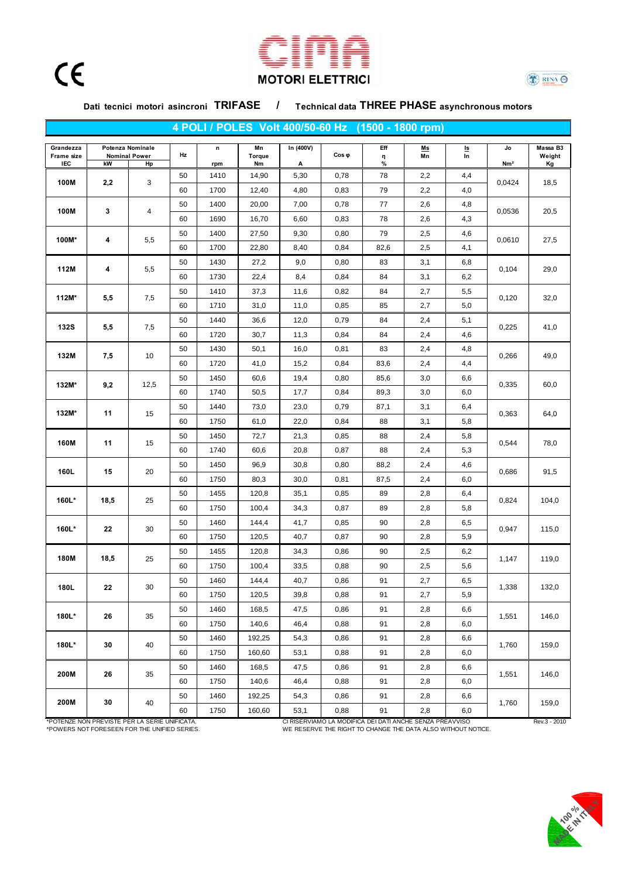# MOTORI ELETTRICI

## Dati tecnici motori asincroni TRIFASE / Technical data THREE PHASE asynchronous motors

### 4 POLI / POLES Volt 400/50-60 Hz (1500 - 1800 rpm)

| Grandezza Frame size IEC | Potenza Nominale Nominal Power kW | Hp | Hz | n rpm | Mn Torque Nm | In (400V) A | Cos φ | Eff η % | Ms/Mn | Is/In | Jo Nm² | Massa B3 Weight Kg |
|---|---|---|---|---|---|---|---|---|---|---|---|---|
| 100M | 2,2 | 3 | 50 | 1410 | 14,90 | 5,30 | 0,78 | 78 | 2,2 | 4,4 | 0,0424 | 18,5 |
| | | | 60 | 1700 | 12,40 | 4,80 | 0,83 | 79 | 2,2 | 4,0 | | |
| 100M | 3 | 4 | 50 | 1400 | 20,00 | 7,00 | 0,78 | 77 | 2,6 | 4,8 | 0,0536 | 20,5 |
| | | | 60 | 1690 | 16,70 | 6,60 | 0,83 | 78 | 2,6 | 4,3 | | |
| 100M* | 4 | 5,5 | 50 | 1400 | 27,50 | 9,30 | 0,80 | 79 | 2,5 | 4,6 | 0,0610 | 27,5 |
| | | | 60 | 1700 | 22,80 | 8,40 | 0,84 | 82,6 | 2,5 | 4,1 | | |
| 112M | 4 | 5,5 | 50 | 1430 | 27,2 | 9,0 | 0,80 | 83 | 3,1 | 6,8 | 0,104 | 29,0 |
| | | | 60 | 1730 | 22,4 | 8,4 | 0,84 | 84 | 3,1 | 6,2 | | |
| 112M* | 5,5 | 7,5 | 50 | 1410 | 37,3 | 11,6 | 0,82 | 84 | 2,7 | 5,5 | 0,120 | 32,0 |
| | | | 60 | 1710 | 31,0 | 11,0 | 0,85 | 85 | 2,7 | 5,0 | | |
| 132S | 5,5 | 7,5 | 50 | 1440 | 36,6 | 12,0 | 0,79 | 84 | 2,4 | 5,1 | 0,225 | 41,0 |
| | | | 60 | 1720 | 30,7 | 11,3 | 0,84 | 84 | 2,4 | 4,6 | | |
| 132M | 7,5 | 10 | 50 | 1430 | 50,1 | 16,0 | 0,81 | 83 | 2,4 | 4,8 | 0,266 | 49,0 |
| | | | 60 | 1720 | 41,0 | 15,2 | 0,84 | 83,6 | 2,4 | 4,4 | | |
| 132M* | 9,2 | 12,5 | 50 | 1450 | 60,6 | 19,4 | 0,80 | 85,6 | 3,0 | 6,6 | 0,335 | 60,0 |
| | | | 60 | 1740 | 50,5 | 17,7 | 0,84 | 89,3 | 3,0 | 6,0 | | |
| 132M* | 11 | 15 | 50 | 1440 | 73,0 | 23,0 | 0,79 | 87,1 | 3,1 | 6,4 | 0,363 | 64,0 |
| | | | 60 | 1750 | 61,0 | 22,0 | 0,84 | 88 | 3,1 | 5,8 | | |
| 160M | 11 | 15 | 50 | 1450 | 72,7 | 21,3 | 0,85 | 88 | 2,4 | 5,8 | 0,544 | 78,0 |
| | | | 60 | 1740 | 60,6 | 20,8 | 0,87 | 88 | 2,4 | 5,3 | | |
| 160L | 15 | 20 | 50 | 1450 | 96,9 | 30,8 | 0,80 | 88,2 | 2,4 | 4,6 | 0,686 | 91,5 |
| | | | 60 | 1750 | 80,3 | 30,0 | 0,81 | 87,5 | 2,4 | 6,0 | | |
| 160L* | 18,5 | 25 | 50 | 1455 | 120,8 | 35,1 | 0,85 | 89 | 2,8 | 6,4 | 0,824 | 104,0 |
| | | | 60 | 1750 | 100,4 | 34,3 | 0,87 | 89 | 2,8 | 5,8 | | |
| 160L* | 22 | 30 | 50 | 1460 | 144,4 | 41,7 | 0,85 | 90 | 2,8 | 6,5 | 0,947 | 115,0 |
| | | | 60 | 1750 | 120,5 | 40,7 | 0,87 | 90 | 2,8 | 5,9 | | |
| 180M | 18,5 | 25 | 50 | 1455 | 120,8 | 34,3 | 0,86 | 90 | 2,5 | 6,2 | 1,147 | 119,0 |
| | | | 60 | 1750 | 100,4 | 33,5 | 0,88 | 90 | 2,5 | 5,6 | | |
| 180L | 22 | 30 | 50 | 1460 | 144,4 | 40,7 | 0,86 | 91 | 2,7 | 6,5 | 1,338 | 132,0 |
| | | | 60 | 1750 | 120,5 | 39,8 | 0,88 | 91 | 2,7 | 5,9 | | |
| 180L* | 26 | 35 | 50 | 1460 | 168,5 | 47,5 | 0,86 | 91 | 2,8 | 6,6 | 1,551 | 146,0 |
| | | | 60 | 1750 | 140,6 | 46,4 | 0,88 | 91 | 2,8 | 6,0 | | |
| 180L* | 30 | 40 | 50 | 1460 | 192,25 | 54,3 | 0,86 | 91 | 2,8 | 6,6 | 1,760 | 159,0 |
| | | | 60 | 1750 | 160,60 | 53,1 | 0,88 | 91 | 2,8 | 6,0 | | |
| 200M | 26 | 35 | 50 | 1460 | 168,5 | 47,5 | 0,86 | 91 | 2,8 | 6,6 | 1,551 | 146,0 |
| | | | 60 | 1750 | 140,6 | 46,4 | 0,88 | 91 | 2,8 | 6,0 | | |
| 200M | 30 | 40 | 50 | 1460 | 192,25 | 54,3 | 0,86 | 91 | 2,8 | 6,6 | 1,760 | 159,0 |
| | | | 60 | 1750 | 160,60 | 53,1 | 0,88 | 91 | 2,8 | 6,0 | | |

*POTENZE NON PREVISTE PER LA SERIE UNIFICATA.
*POWERS NOT FORESEEN FOR THE UNIFIED SERIES.

CI RISERVIAMO LA MODIFICA DEI DATI ANCHE SENZA PREAVVISO
WE RESERVE THE RIGHT TO CHANGE THE DATA ALSO WITHOUT NOTICE.

Rev.3 - 2010

100 % MADE IN ITALY